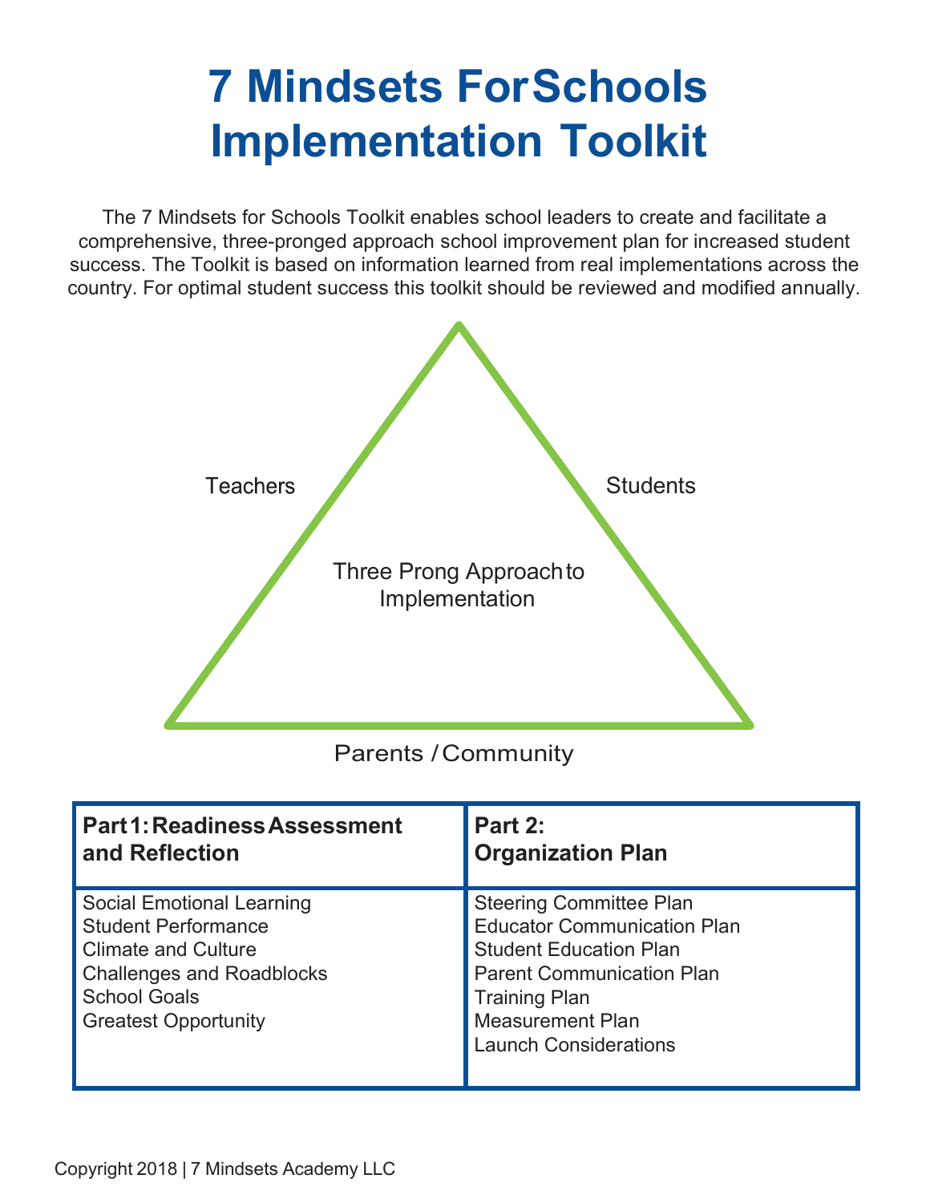# 7 Mindsets ForSchools Implementation Toolkit

The 7 Mindsets for Schools Toolkit enables school leaders to create and facilitate a comprehensive, three-pronged approach school improvement plan for increased student success. The Toolkit is based on information learned from real implementations across the country. For optimal student success this toolkit should be reviewed and modified annually.

Teachers

Students

Three Prong Approach to Implementation

Parents / Community

| **Part 1: Readiness Assessment and Reflection** | **Part 2: Organization Plan** |
| --- | --- |
| Social Emotional Learning<br>Student Performance<br>Climate and Culture<br>Challenges and Roadblocks<br>School Goals<br>Greatest Opportunity | Steering Committee Plan<br>Educator Communication Plan<br>Student Education Plan<br>Parent Communication Plan<br>Training Plan<br>Measurement Plan<br>Launch Considerations |

Copyright 2018 | 7 Mindsets Academy LLC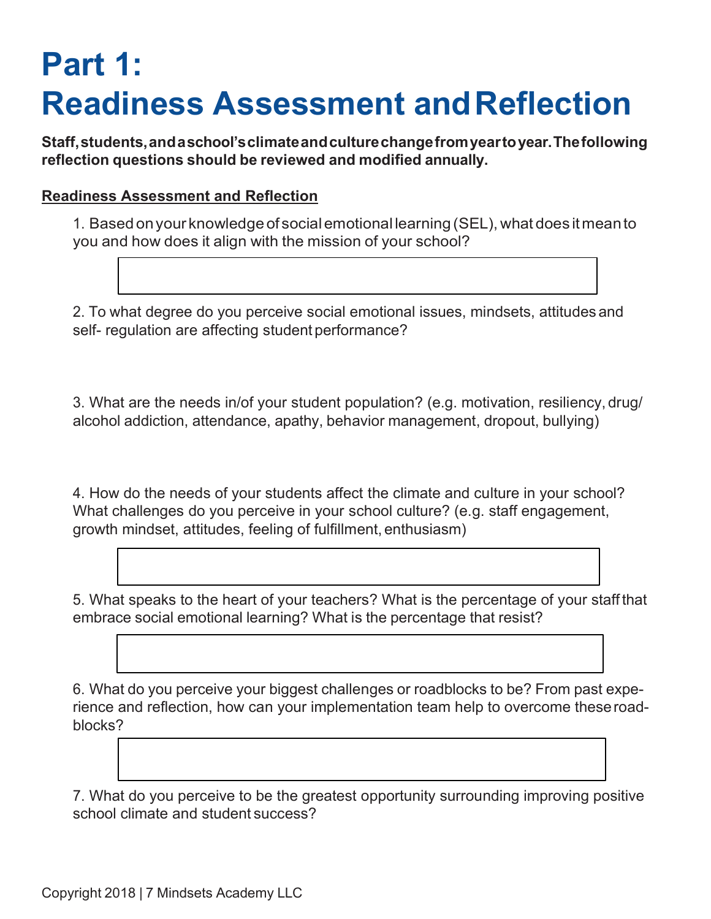# Part 1: Readiness Assessment and Reflection

**Staff, students, and a school's climate and culture change from year to year. The following reflection questions should be reviewed and modified annually.**

**Readiness Assessment and Reflection**

1. Based on your knowledge of social emotional learning (SEL), what does it mean to you and how does it align with the mission of your school?

2. To what degree do you perceive social emotional issues, mindsets, attitudes and self- regulation are affecting student performance?

3. What are the needs in/of your student population? (e.g. motivation, resiliency, drug/ alcohol addiction, attendance, apathy, behavior management, dropout, bullying)

4. How do the needs of your students affect the climate and culture in your school? What challenges do you perceive in your school culture? (e.g. staff engagement, growth mindset, attitudes, feeling of fulfillment, enthusiasm)

5. What speaks to the heart of your teachers? What is the percentage of your staff that embrace social emotional learning? What is the percentage that resist?

6. What do you perceive your biggest challenges or roadblocks to be? From past experience and reflection, how can your implementation team help to overcome these roadblocks?

7. What do you perceive to be the greatest opportunity surrounding improving positive school climate and student success?

Copyright 2018 | 7 Mindsets Academy LLC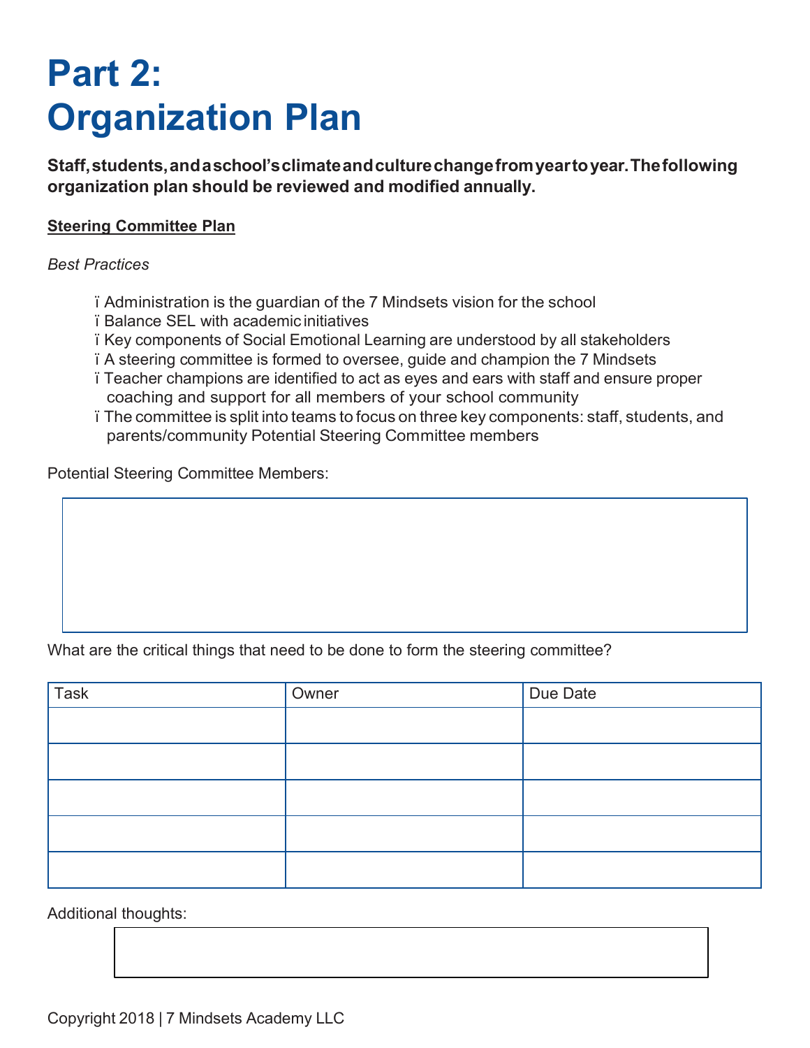# Part 2: Organization Plan

**Staff, students, and a school's climate and culture change from year to year. The following organization plan should be reviewed and modified annually.**

**Steering Committee Plan**

*Best Practices*

- Administration is the guardian of the 7 Mindsets vision for the school
- Balance SEL with academic initiatives
- Key components of Social Emotional Learning are understood by all stakeholders
- A steering committee is formed to oversee, guide and champion the 7 Mindsets
- Teacher champions are identified to act as eyes and ears with staff and ensure proper coaching and support for all members of your school community
- The committee is split into teams to focus on three key components: staff, students, and parents/community Potential Steering Committee members

Potential Steering Committee Members:

What are the critical things that need to be done to form the steering committee?

| Task | Owner | Due Date |
|---|---|---|
| | | |
| | | |
| | | |
| | | |
| | | |

Additional thoughts: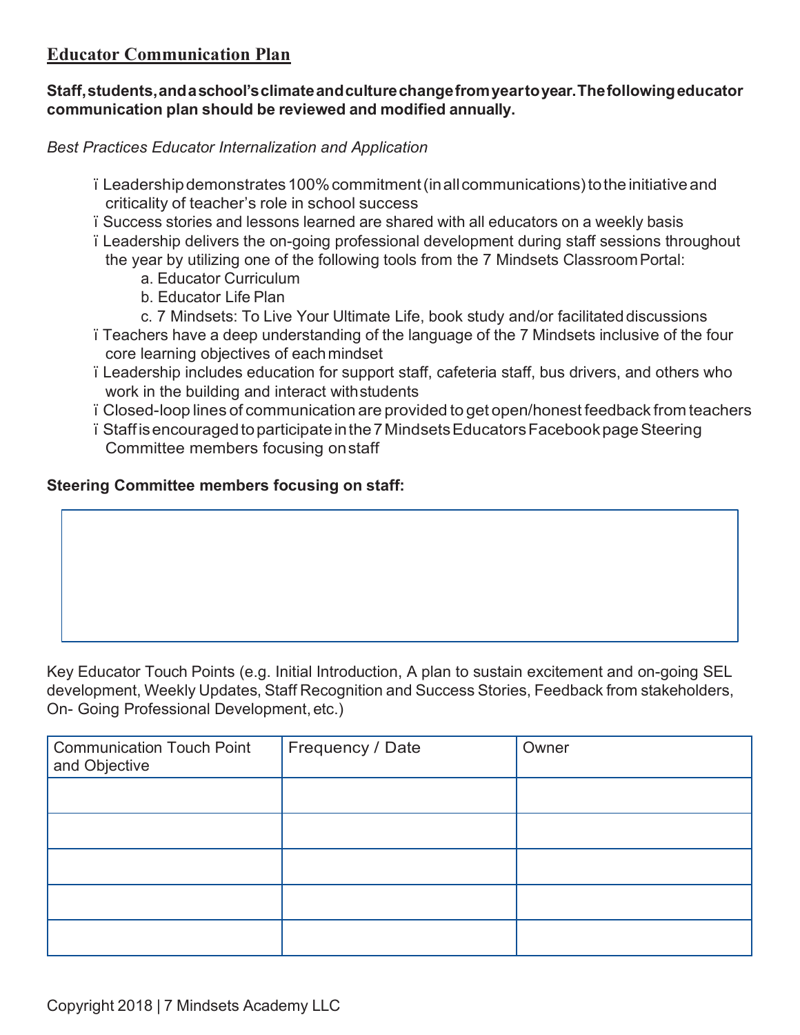## Educator Communication Plan

**Staff, students, and a school's climate and culture change from year to year. The following educator communication plan should be reviewed and modified annually.**

*Best Practices Educator Internalization and Application*

- Leadership demonstrates 100% commitment (in all communications) to the initiative and criticality of teacher's role in school success
- Success stories and lessons learned are shared with all educators on a weekly basis
- Leadership delivers the on-going professional development during staff sessions throughout the year by utilizing one of the following tools from the 7 Mindsets Classroom Portal:
  - a. Educator Curriculum
  - b. Educator Life Plan
  - c. 7 Mindsets: To Live Your Ultimate Life, book study and/or facilitated discussions
- Teachers have a deep understanding of the language of the 7 Mindsets inclusive of the four core learning objectives of each mindset
- Leadership includes education for support staff, cafeteria staff, bus drivers, and others who work in the building and interact with students
- Closed-loop lines of communication are provided to get open/honest feedback from teachers
- Staff is encouraged to participate in the 7 Mindsets Educators Facebook page Steering Committee members focusing on staff

**Steering Committee members focusing on staff:**

| |
|---|
| |

Key Educator Touch Points (e.g. Initial Introduction, A plan to sustain excitement and on-going SEL development, Weekly Updates, Staff Recognition and Success Stories, Feedback from stakeholders, On- Going Professional Development, etc.)

| Communication Touch Point and Objective | Frequency / Date | Owner |
|---|---|---|
| | | |
| | | |
| | | |
| | | |
| | | |

Copyright 2018 | 7 Mindsets Academy LLC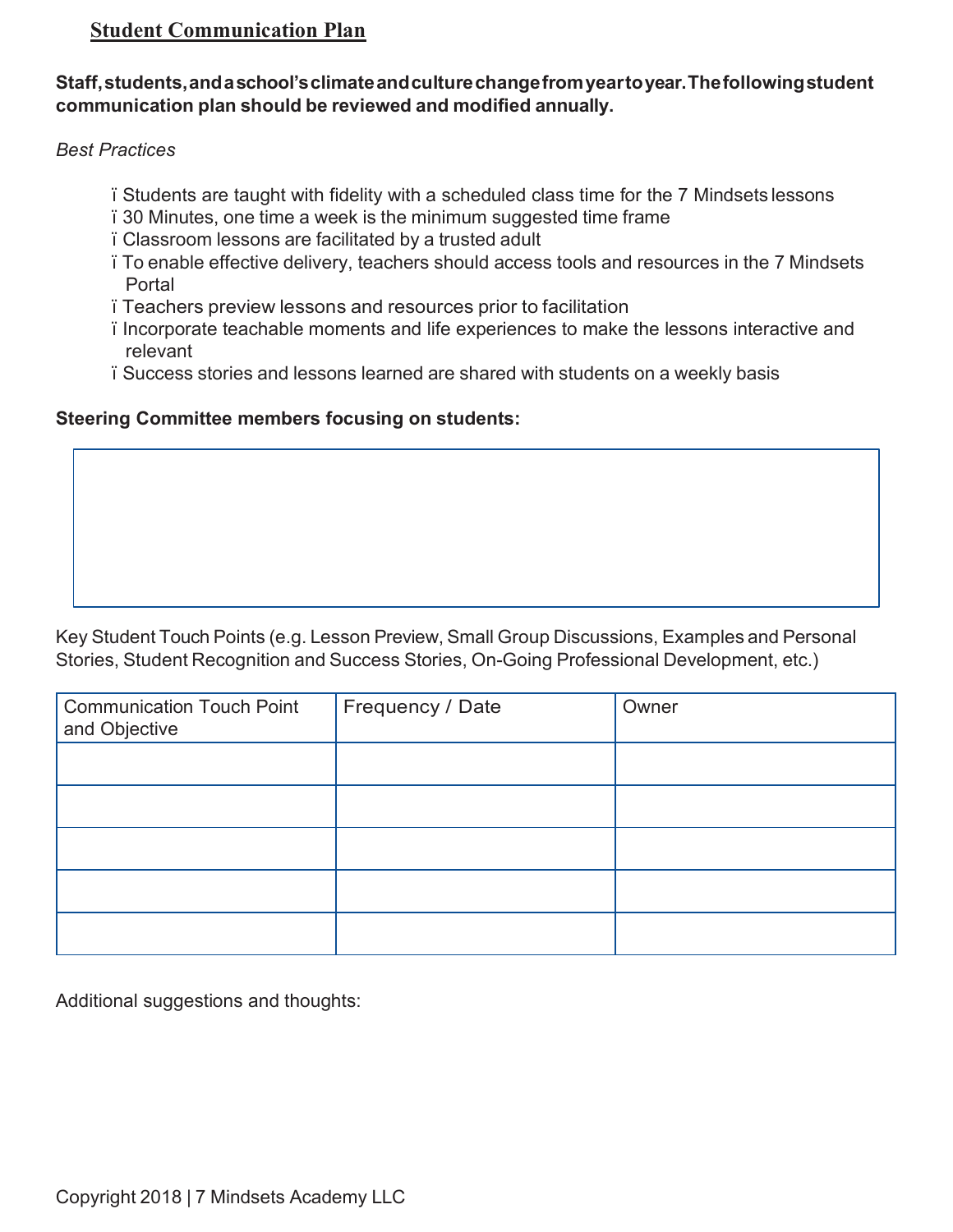## Student Communication Plan

**Staff, students, and a school's climate and culture change from year to year. The following student communication plan should be reviewed and modified annually.**

*Best Practices*

- Students are taught with fidelity with a scheduled class time for the 7 Mindsets lessons
- 30 Minutes, one time a week is the minimum suggested time frame
- Classroom lessons are facilitated by a trusted adult
- To enable effective delivery, teachers should access tools and resources in the 7 Mindsets Portal
- Teachers preview lessons and resources prior to facilitation
- Incorporate teachable moments and life experiences to make the lessons interactive and relevant
- Success stories and lessons learned are shared with students on a weekly basis

**Steering Committee members focusing on students:**

Key Student Touch Points (e.g. Lesson Preview, Small Group Discussions, Examples and Personal Stories, Student Recognition and Success Stories, On-Going Professional Development, etc.)

| Communication Touch Point and Objective | Frequency / Date | Owner |
|---|---|---|
| | | |
| | | |
| | | |
| | | |
| | | |

Additional suggestions and thoughts:

Copyright 2018 | 7 Mindsets Academy LLC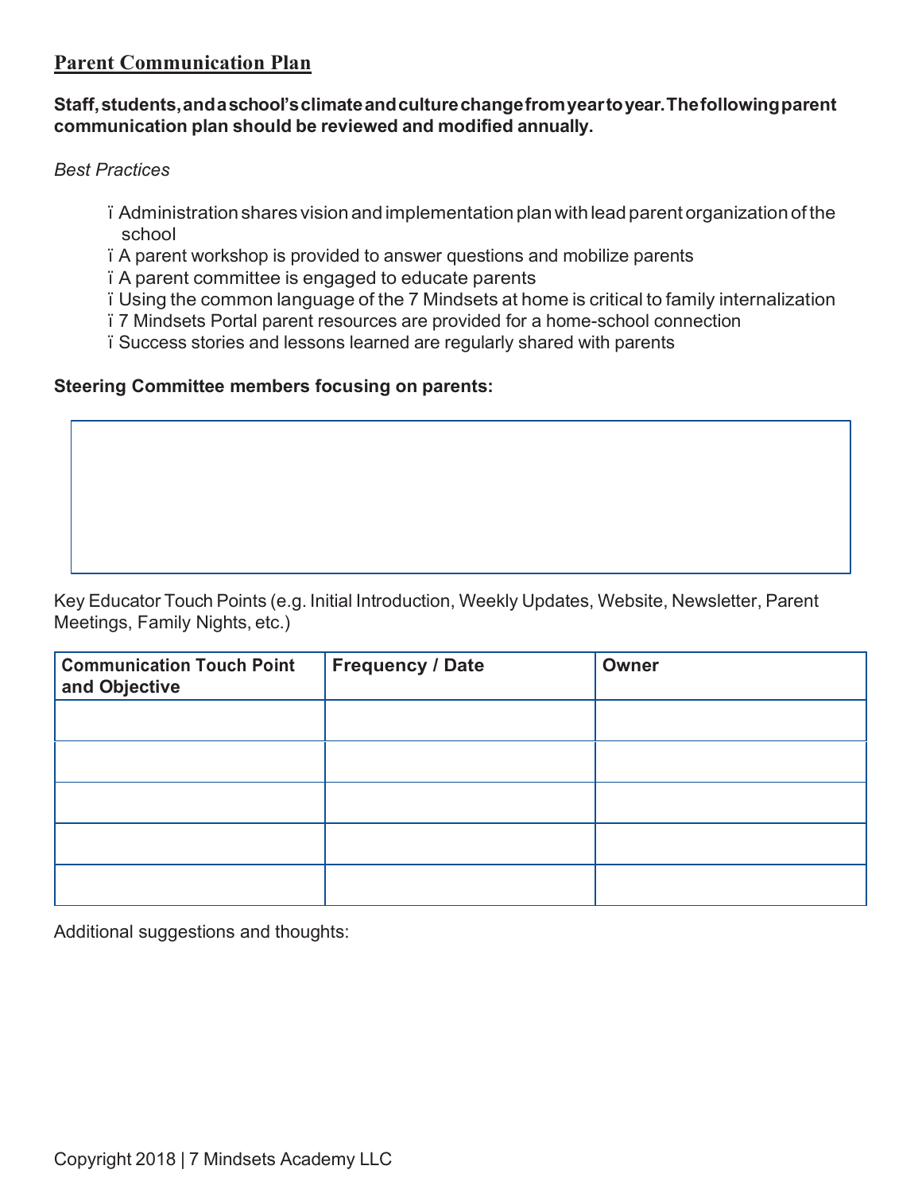## Parent Communication Plan

**Staff, students, and a school's climate and culture change from year to year. The following parent communication plan should be reviewed and modified annually.**

*Best Practices*

- Administration shares vision and implementation plan with lead parent organization of the school
- A parent workshop is provided to answer questions and mobilize parents
- A parent committee is engaged to educate parents
- Using the common language of the 7 Mindsets at home is critical to family internalization
- 7 Mindsets Portal parent resources are provided for a home-school connection
- Success stories and lessons learned are regularly shared with parents

**Steering Committee members focusing on parents:**

Key Educator Touch Points (e.g. Initial Introduction, Weekly Updates, Website, Newsletter, Parent Meetings, Family Nights, etc.)

| Communication Touch Point and Objective | Frequency / Date | Owner |
|---|---|---|
| | | |
| | | |
| | | |
| | | |
| | | |

Additional suggestions and thoughts:

Copyright 2018 | 7 Mindsets Academy LLC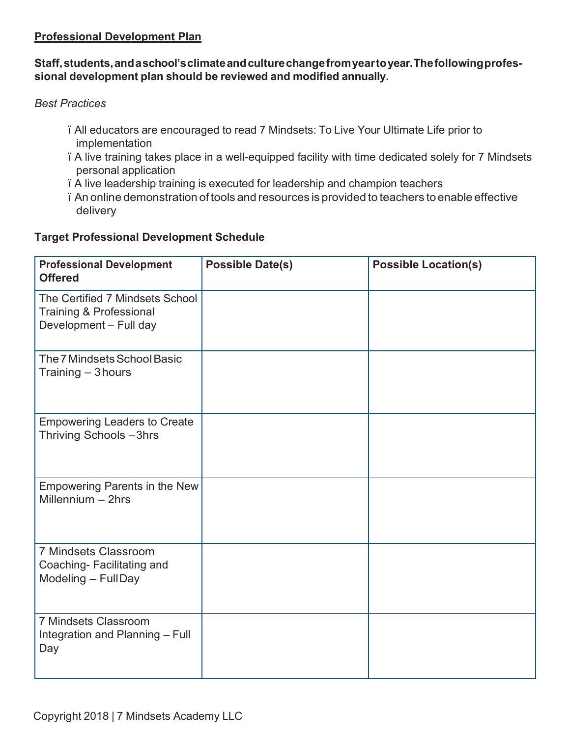**Professional Development Plan**

**Staff, students, and a school's climate and culture change from year to year. The following professional development plan should be reviewed and modified annually.**

*Best Practices*

- All educators are encouraged to read 7 Mindsets: To Live Your Ultimate Life prior to implementation
- A live training takes place in a well-equipped facility with time dedicated solely for 7 Mindsets personal application
- A live leadership training is executed for leadership and champion teachers
- An online demonstration of tools and resources is provided to teachers to enable effective delivery

**Target Professional Development Schedule**

| **Professional Development Offered** | **Possible Date(s)** | **Possible Location(s)** |
|---|---|---|
| The Certified 7 Mindsets School Training & Professional Development – Full day | | |
| The 7 Mindsets School Basic Training – 3 hours | | |
| Empowering Leaders to Create Thriving Schools – 3hrs | | |
| Empowering Parents in the New Millennium – 2hrs | | |
| 7 Mindsets Classroom Coaching- Facilitating and Modeling – Full Day | | |
| 7 Mindsets Classroom Integration and Planning – Full Day | | |

Copyright 2018 | 7 Mindsets Academy LLC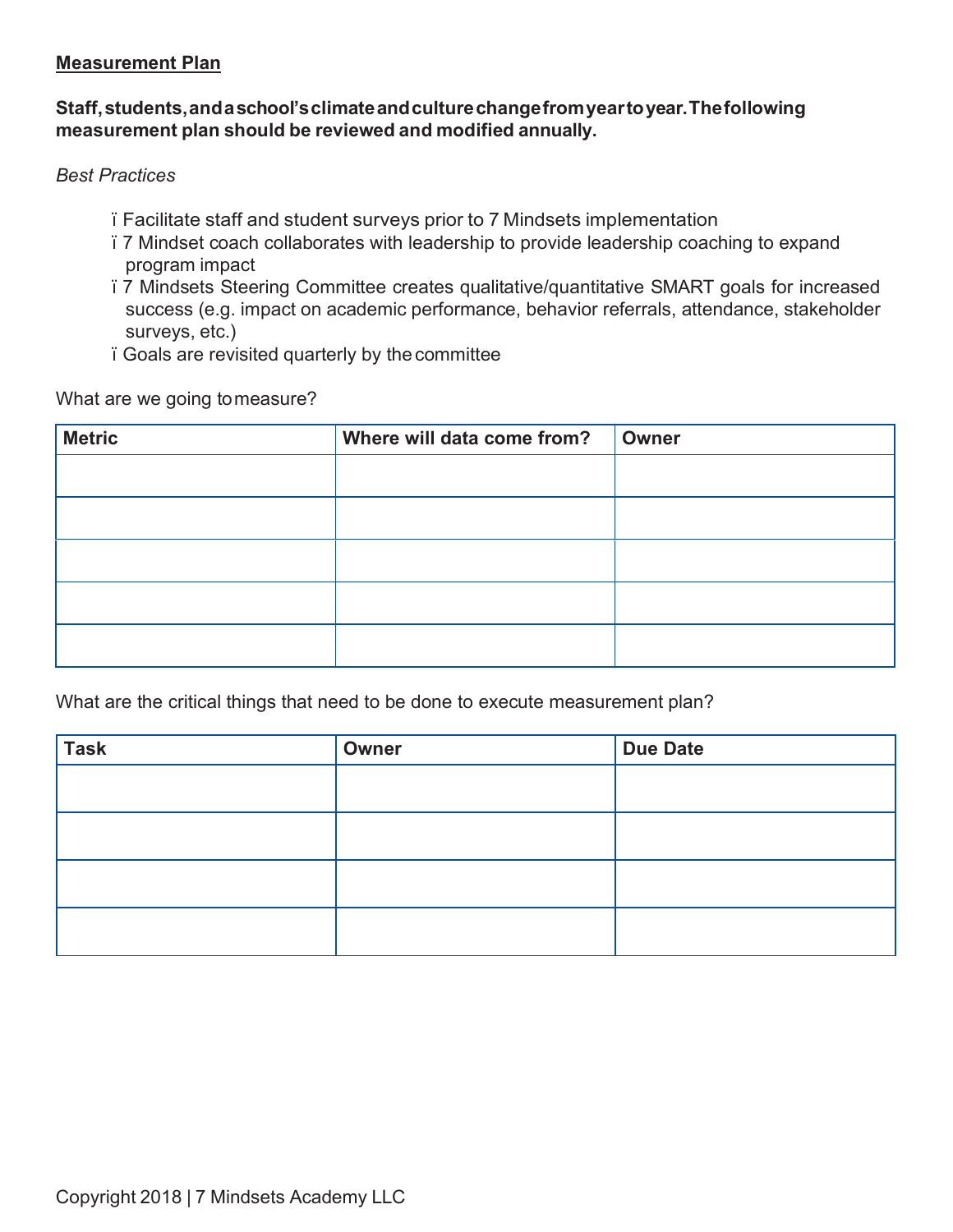## Measurement Plan

**Staff, students, and a school's climate and culture change from year to year. The following measurement plan should be reviewed and modified annually.**

*Best Practices*

- Facilitate staff and student surveys prior to 7 Mindsets implementation
- 7 Mindset coach collaborates with leadership to provide leadership coaching to expand program impact
- 7 Mindsets Steering Committee creates qualitative/quantitative SMART goals for increased success (e.g. impact on academic performance, behavior referrals, attendance, stakeholder surveys, etc.)
- Goals are revisited quarterly by the committee

What are we going to measure?

| Metric | Where will data come from? | Owner |
|---|---|---|
| | | |
| | | |
| | | |
| | | |
| | | |

What are the critical things that need to be done to execute measurement plan?

| Task | Owner | Due Date |
|---|---|---|
| | | |
| | | |
| | | |
| | | |

Copyright 2018 | 7 Mindsets Academy LLC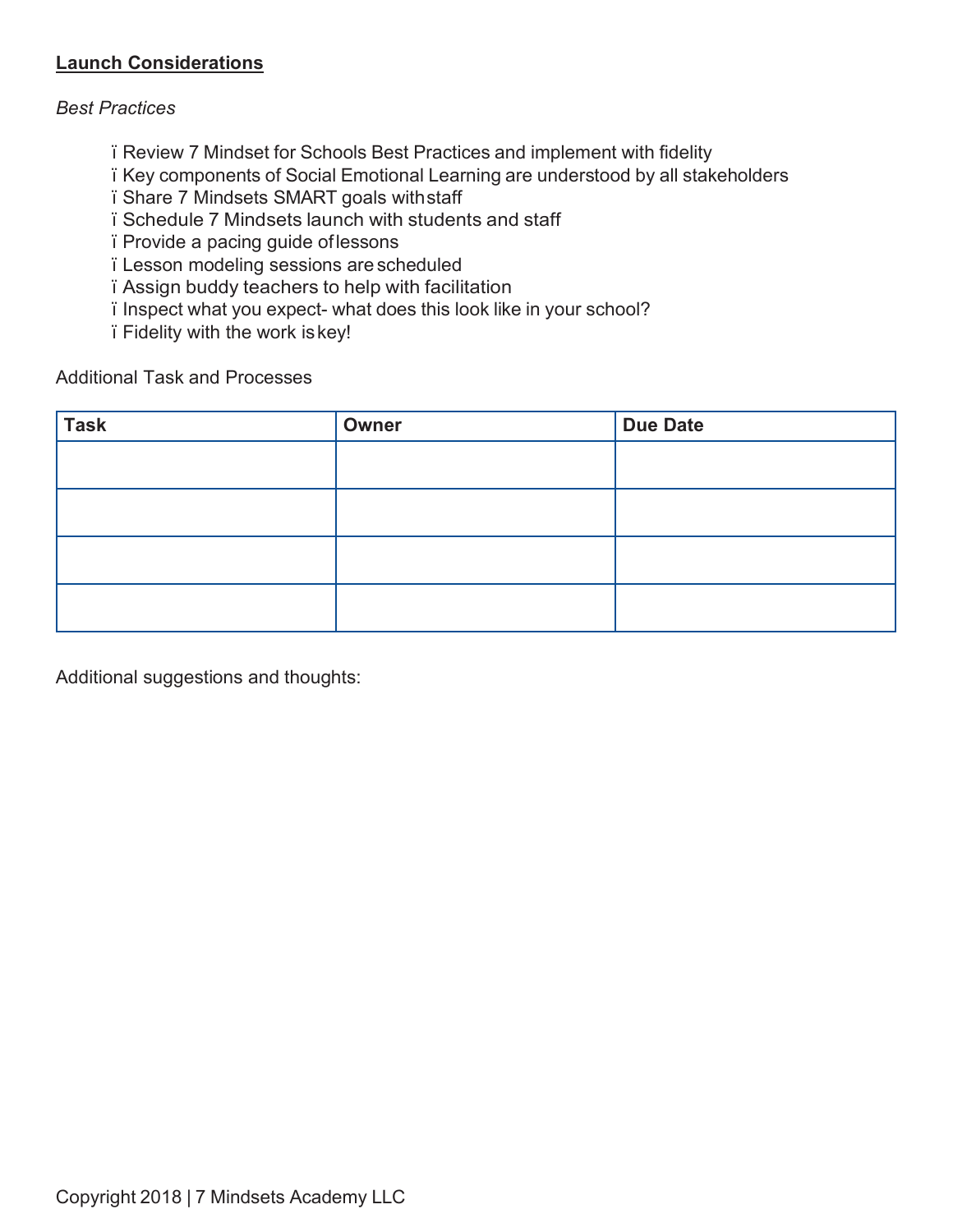**Launch Considerations**

*Best Practices*

- Review 7 Mindset for Schools Best Practices and implement with fidelity
- Key components of Social Emotional Learning are understood by all stakeholders
- Share 7 Mindsets SMART goals with staff
- Schedule 7 Mindsets launch with students and staff
- Provide a pacing guide of lessons
- Lesson modeling sessions are scheduled
- Assign buddy teachers to help with facilitation
- Inspect what you expect- what does this look like in your school?
- Fidelity with the work is key!

Additional Task and Processes

| Task | Owner | Due Date |
| --- | --- | --- |
| | | |
| | | |
| | | |
| | | |

Additional suggestions and thoughts:

Copyright 2018 | 7 Mindsets Academy LLC